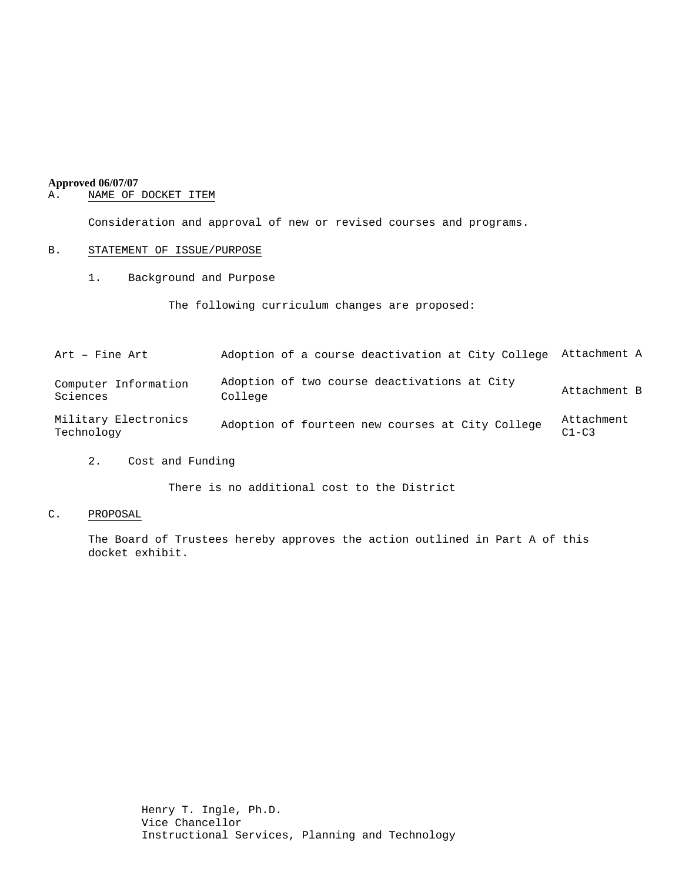**Approved 06/07/07**

A. NAME OF DOCKET ITEM

Consideration and approval of new or revised courses and programs.

B. STATEMENT OF ISSUE/PURPOSE

1. Background and Purpose

The following curriculum changes are proposed:

| | | |
|---|---|---|
| Art – Fine Art | Adoption of a course deactivation at City College | Attachment A |
| Computer Information Sciences | Adoption of two course deactivations at City College | Attachment B |
| Military Electronics Technology | Adoption of fourteen new courses at City College | Attachment C1-C3 |

2. Cost and Funding

There is no additional cost to the District

C. PROPOSAL

The Board of Trustees hereby approves the action outlined in Part A of this docket exhibit.

Henry T. Ingle, Ph.D.
Vice Chancellor
Instructional Services, Planning and Technology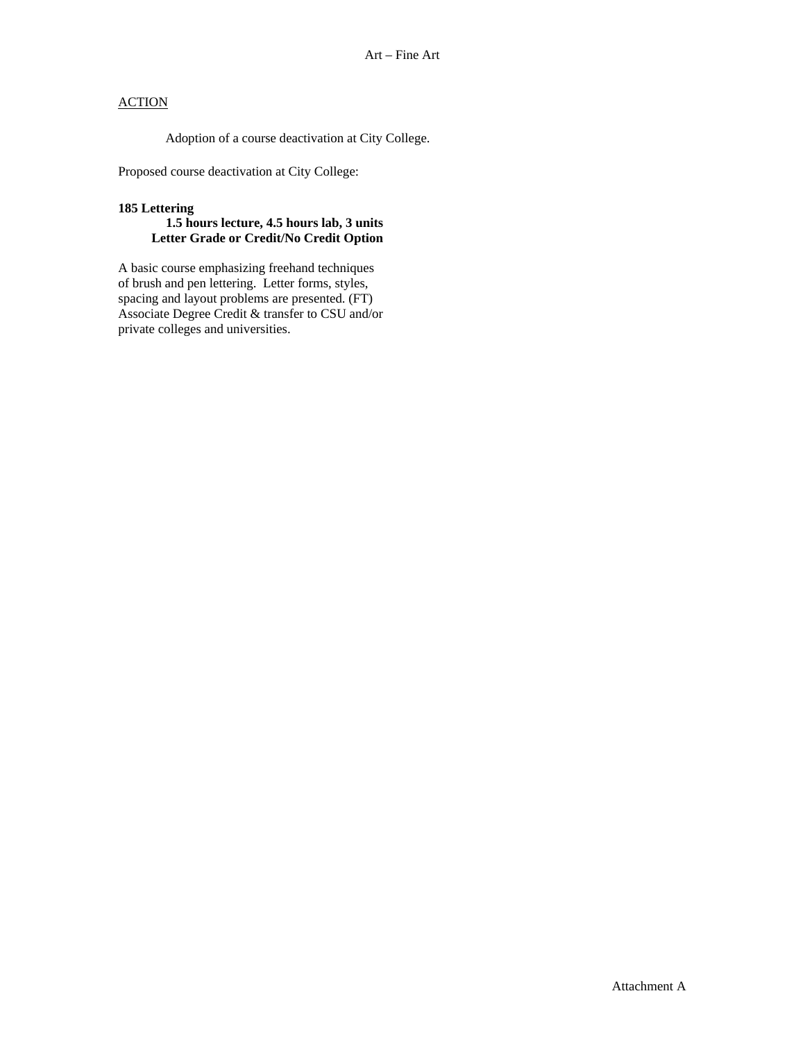Art – Fine Art

ACTION

Adoption of a course deactivation at City College.

Proposed course deactivation at City College:

**185 Lettering**
**1.5 hours lecture, 4.5 hours lab, 3 units**
**Letter Grade or Credit/No Credit Option**

A basic course emphasizing freehand techniques of brush and pen lettering. Letter forms, styles, spacing and layout problems are presented. (FT) Associate Degree Credit & transfer to CSU and/or private colleges and universities.

Attachment A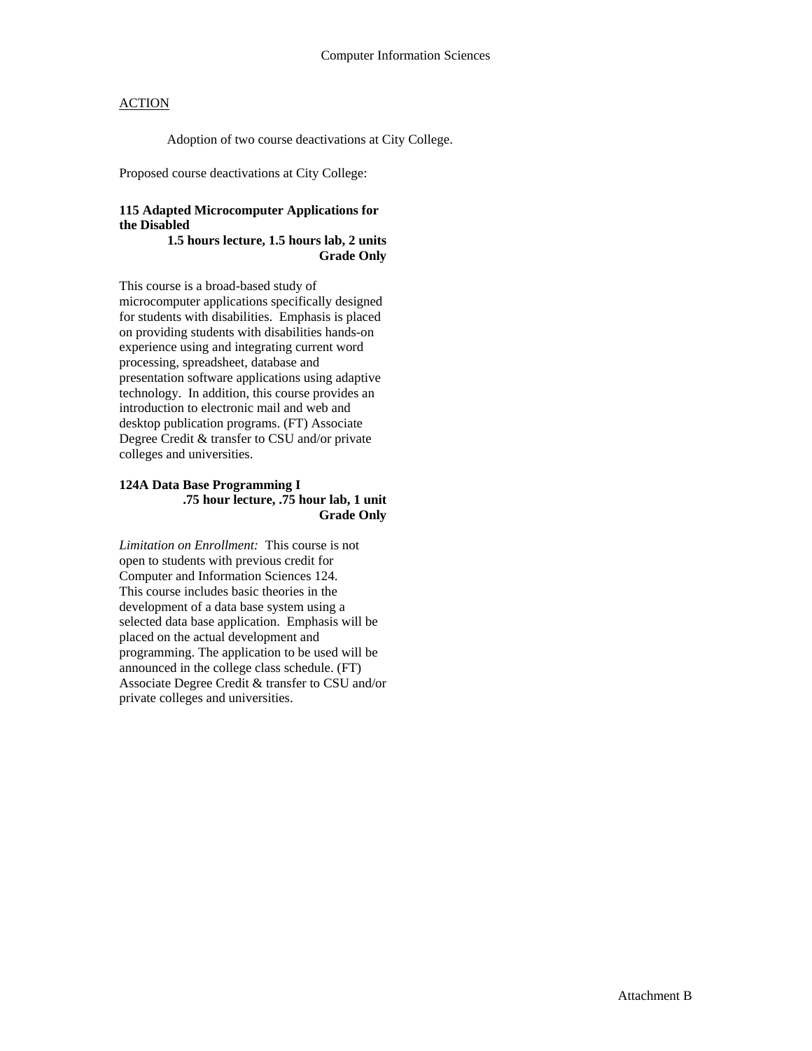# Computer Information Sciences

ACTION

Adoption of two course deactivations at City College.

Proposed course deactivations at City College:

**115 Adapted Microcomputer Applications for the Disabled**
**1.5 hours lecture, 1.5 hours lab, 2 units**
**Grade Only**

This course is a broad-based study of microcomputer applications specifically designed for students with disabilities. Emphasis is placed on providing students with disabilities hands-on experience using and integrating current word processing, spreadsheet, database and presentation software applications using adaptive technology. In addition, this course provides an introduction to electronic mail and web and desktop publication programs. (FT) Associate Degree Credit & transfer to CSU and/or private colleges and universities.

**124A Data Base Programming I**
**.75 hour lecture, .75 hour lab, 1 unit**
**Grade Only**

*Limitation on Enrollment:* This course is not open to students with previous credit for Computer and Information Sciences 124. This course includes basic theories in the development of a data base system using a selected data base application. Emphasis will be placed on the actual development and programming. The application to be used will be announced in the college class schedule. (FT) Associate Degree Credit & transfer to CSU and/or private colleges and universities.

Attachment B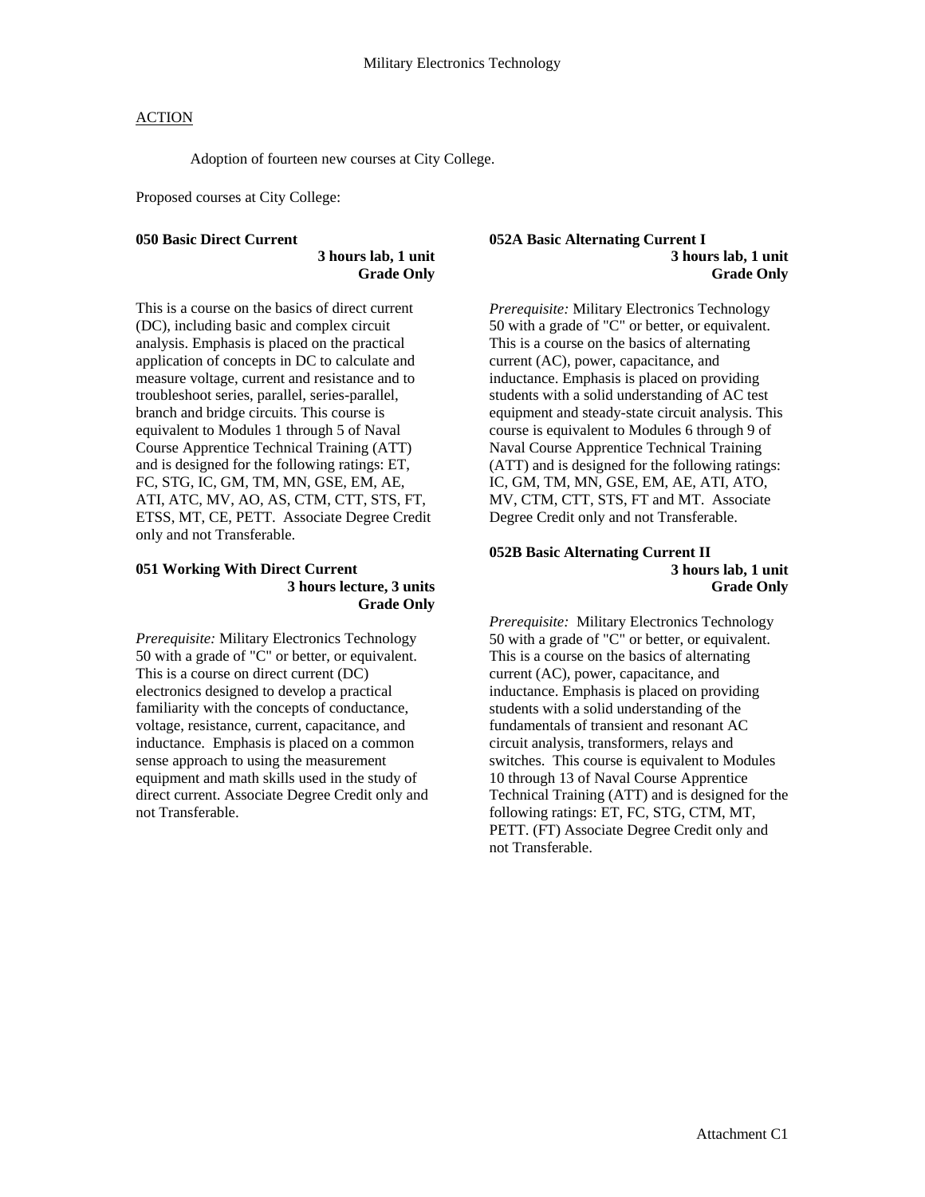# Military Electronics Technology

## ACTION

Adoption of fourteen new courses at City College.

Proposed courses at City College:

**050 Basic Direct Current**
**3 hours lab, 1 unit**
**Grade Only**

This is a course on the basics of direct current (DC), including basic and complex circuit analysis. Emphasis is placed on the practical application of concepts in DC to calculate and measure voltage, current and resistance and to troubleshoot series, parallel, series-parallel, branch and bridge circuits. This course is equivalent to Modules 1 through 5 of Naval Course Apprentice Technical Training (ATT) and is designed for the following ratings: ET, FC, STG, IC, GM, TM, MN, GSE, EM, AE, ATI, ATC, MV, AO, AS, CTM, CTT, STS, FT, ETSS, MT, CE, PETT. Associate Degree Credit only and not Transferable.

**051 Working With Direct Current**
**3 hours lecture, 3 units**
**Grade Only**

*Prerequisite:* Military Electronics Technology 50 with a grade of "C" or better, or equivalent. This is a course on direct current (DC) electronics designed to develop a practical familiarity with the concepts of conductance, voltage, resistance, current, capacitance, and inductance. Emphasis is placed on a common sense approach to using the measurement equipment and math skills used in the study of direct current. Associate Degree Credit only and not Transferable.

**052A Basic Alternating Current I**
**3 hours lab, 1 unit**
**Grade Only**

*Prerequisite:* Military Electronics Technology 50 with a grade of "C" or better, or equivalent. This is a course on the basics of alternating current (AC), power, capacitance, and inductance. Emphasis is placed on providing students with a solid understanding of AC test equipment and steady-state circuit analysis. This course is equivalent to Modules 6 through 9 of Naval Course Apprentice Technical Training (ATT) and is designed for the following ratings: IC, GM, TM, MN, GSE, EM, AE, ATI, ATO, MV, CTM, CTT, STS, FT and MT. Associate Degree Credit only and not Transferable.

**052B Basic Alternating Current II**
**3 hours lab, 1 unit**
**Grade Only**

*Prerequisite:* Military Electronics Technology 50 with a grade of "C" or better, or equivalent. This is a course on the basics of alternating current (AC), power, capacitance, and inductance. Emphasis is placed on providing students with a solid understanding of the fundamentals of transient and resonant AC circuit analysis, transformers, relays and switches. This course is equivalent to Modules 10 through 13 of Naval Course Apprentice Technical Training (ATT) and is designed for the following ratings: ET, FC, STG, CTM, MT, PETT. (FT) Associate Degree Credit only and not Transferable.

Attachment C1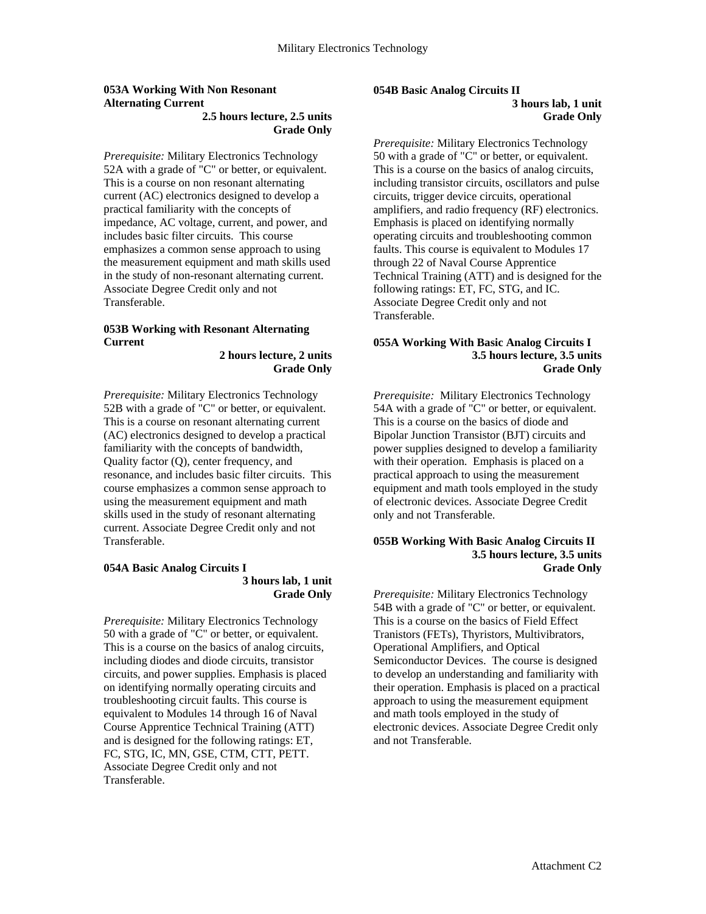### 053A Working With Non Resonant Alternating Current

**2.5 hours lecture, 2.5 units**
**Grade Only**

*Prerequisite:* Military Electronics Technology 52A with a grade of "C" or better, or equivalent. This is a course on non resonant alternating current (AC) electronics designed to develop a practical familiarity with the concepts of impedance, AC voltage, current, and power, and includes basic filter circuits. This course emphasizes a common sense approach to using the measurement equipment and math skills used in the study of non-resonant alternating current. Associate Degree Credit only and not Transferable.

### 053B Working with Resonant Alternating Current

**2 hours lecture, 2 units**
**Grade Only**

*Prerequisite:* Military Electronics Technology 52B with a grade of "C" or better, or equivalent. This is a course on resonant alternating current (AC) electronics designed to develop a practical familiarity with the concepts of bandwidth, Quality factor (Q), center frequency, and resonance, and includes basic filter circuits. This course emphasizes a common sense approach to using the measurement equipment and math skills used in the study of resonant alternating current. Associate Degree Credit only and not Transferable.

### 054A Basic Analog Circuits I

**3 hours lab, 1 unit**
**Grade Only**

*Prerequisite:* Military Electronics Technology 50 with a grade of "C" or better, or equivalent. This is a course on the basics of analog circuits, including diodes and diode circuits, transistor circuits, and power supplies. Emphasis is placed on identifying normally operating circuits and troubleshooting circuit faults. This course is equivalent to Modules 14 through 16 of Naval Course Apprentice Technical Training (ATT) and is designed for the following ratings: ET, FC, STG, IC, MN, GSE, CTM, CTT, PETT. Associate Degree Credit only and not Transferable.

### 054B Basic Analog Circuits II

**3 hours lab, 1 unit**
**Grade Only**

*Prerequisite:* Military Electronics Technology 50 with a grade of "C" or better, or equivalent. This is a course on the basics of analog circuits, including transistor circuits, oscillators and pulse circuits, trigger device circuits, operational amplifiers, and radio frequency (RF) electronics. Emphasis is placed on identifying normally operating circuits and troubleshooting common faults. This course is equivalent to Modules 17 through 22 of Naval Course Apprentice Technical Training (ATT) and is designed for the following ratings: ET, FC, STG, and IC. Associate Degree Credit only and not Transferable.

### 055A Working With Basic Analog Circuits I

**3.5 hours lecture, 3.5 units**
**Grade Only**

*Prerequisite:* Military Electronics Technology 54A with a grade of "C" or better, or equivalent. This is a course on the basics of diode and Bipolar Junction Transistor (BJT) circuits and power supplies designed to develop a familiarity with their operation. Emphasis is placed on a practical approach to using the measurement equipment and math tools employed in the study of electronic devices. Associate Degree Credit only and not Transferable.

### 055B Working With Basic Analog Circuits II

**3.5 hours lecture, 3.5 units**
**Grade Only**

*Prerequisite:* Military Electronics Technology 54B with a grade of "C" or better, or equivalent. This is a course on the basics of Field Effect Transistors (FETs), Thyristors, Multivibrators, Operational Amplifiers, and Optical Semiconductor Devices. The course is designed to develop an understanding and familiarity with their operation. Emphasis is placed on a practical approach to using the measurement equipment and math tools employed in the study of electronic devices. Associate Degree Credit only and not Transferable.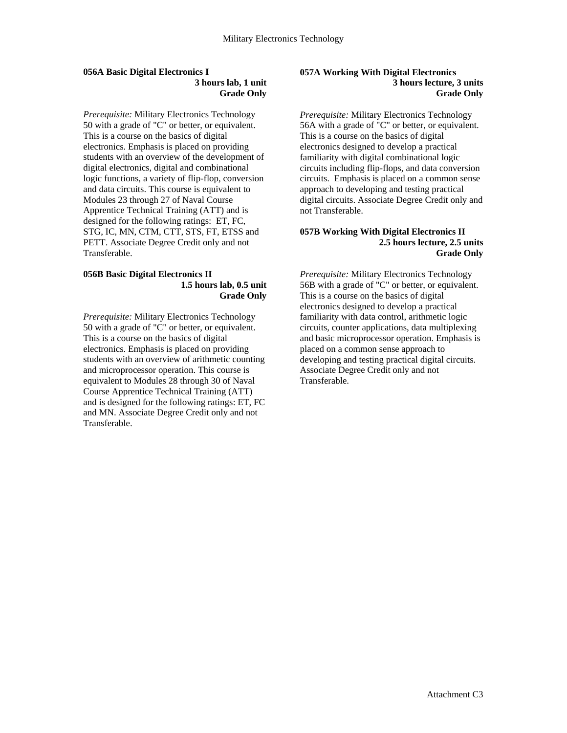# Military Electronics Technology

**056A Basic Digital Electronics I**
**3 hours lab, 1 unit**
**Grade Only**

*Prerequisite:* Military Electronics Technology 50 with a grade of "C" or better, or equivalent. This is a course on the basics of digital electronics. Emphasis is placed on providing students with an overview of the development of digital electronics, digital and combinational logic functions, a variety of flip-flop, conversion and data circuits. This course is equivalent to Modules 23 through 27 of Naval Course Apprentice Technical Training (ATT) and is designed for the following ratings: ET, FC, STG, IC, MN, CTM, CTT, STS, FT, ETSS and PETT. Associate Degree Credit only and not Transferable.

**056B Basic Digital Electronics II**
**1.5 hours lab, 0.5 unit**
**Grade Only**

*Prerequisite:* Military Electronics Technology 50 with a grade of "C" or better, or equivalent. This is a course on the basics of digital electronics. Emphasis is placed on providing students with an overview of arithmetic counting and microprocessor operation. This course is equivalent to Modules 28 through 30 of Naval Course Apprentice Technical Training (ATT) and is designed for the following ratings: ET, FC and MN. Associate Degree Credit only and not Transferable.

**057A Working With Digital Electronics**
**3 hours lecture, 3 units**
**Grade Only**

*Prerequisite:* Military Electronics Technology 56A with a grade of "C" or better, or equivalent. This is a course on the basics of digital electronics designed to develop a practical familiarity with digital combinational logic circuits including flip-flops, and data conversion circuits. Emphasis is placed on a common sense approach to developing and testing practical digital circuits. Associate Degree Credit only and not Transferable.

**057B Working With Digital Electronics II**
**2.5 hours lecture, 2.5 units**
**Grade Only**

*Prerequisite:* Military Electronics Technology 56B with a grade of "C" or better, or equivalent. This is a course on the basics of digital electronics designed to develop a practical familiarity with data control, arithmetic logic circuits, counter applications, data multiplexing and basic microprocessor operation. Emphasis is placed on a common sense approach to developing and testing practical digital circuits. Associate Degree Credit only and not Transferable.

Attachment C3